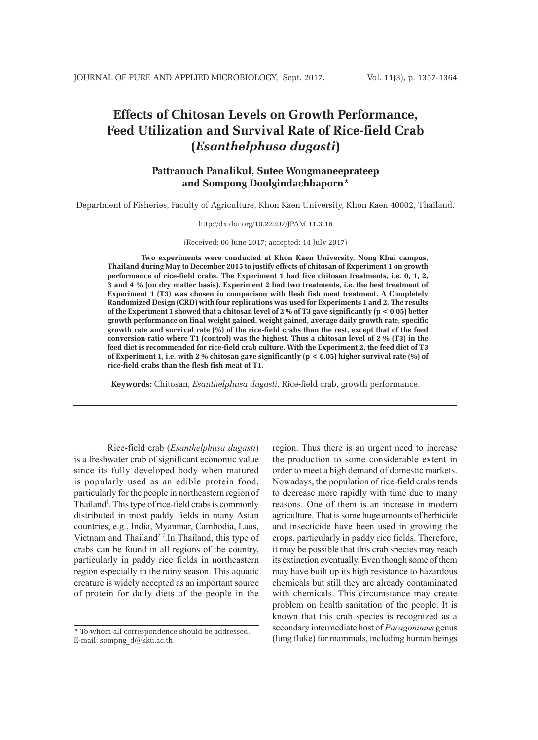# Effects of Chitosan Levels on Growth Performance, Feed Utilization and Survival Rate of Rice-field Crab (*Esanthelphusa dugasti*)

**Pattranuch Panalikul, Sutee Wongmaneeprateep and Sompong Doolgindachbaporn***

Department of Fisheries, Faculty of Agriculture, Khon Kaen University, Khon Kaen 40002, Thailand.

http://dx.doi.org/10.22207/JPAM.11.3.16

(Received: 06 June 2017; accepted: 14 July 2017)

**Two experiments were conducted at Khon Kaen University, Nong Khai campus, Thailand during May to December 2015 to justify effects of chitosan of Experiment 1 on growth performance of rice-field crabs. The Experiment 1 had five chitosan treatments, i.e. 0, 1, 2, 3 and 4 % (on dry matter basis). Experiment 2 had two treatments, i.e. the best treatment of Experiment 1 (T3) was chosen in comparison with flesh fish meat treatment. A Completely Randomized Design (CRD) with four replications was used for Experiments 1 and 2. The results of the Experiment 1 showed that a chitosan level of 2 % of T3 gave significantly ($p < 0.05$) better growth performance on final weight gained, weight gained, average daily growth rate, specific growth rate and survival rate (%) of the rice-field crabs than the rest, except that of the feed conversion ratio where T1 (control) was the highest. Thus a chitosan level of 2 % (T3) in the feed diet is recommended for rice-field crab culture. With the Experiment 2, the feed diet of T3 of Experiment 1, i.e. with 2 % chitosan gave significantly ($p < 0.05$) higher survival rate (%) of rice-field crabs than the flesh fish meat of T1.**

**Keywords:** Chitosan, *Esanthelphusa dugasti*, Rice-field crab, growth performance.

---

Rice-field crab (*Esanthelphusa dugasti*) is a freshwater crab of significant economic value since its fully developed body when matured is popularly used as an edible protein food, particularly for the people in northeastern region of Thailand[1]. This type of rice-field crabs is commonly distributed in most paddy fields in many Asian countries, e.g., India, Myanmar, Cambodia, Laos, Vietnam and Thailand[2-7].In Thailand, this type of crabs can be found in all regions of the country, particularly in paddy rice fields in northeastern region especially in the rainy season. This aquatic creature is widely accepted as an important source of protein for daily diets of the people in the region. Thus there is an urgent need to increase the production to some considerable extent in order to meet a high demand of domestic markets. Nowadays, the population of rice-field crabs tends to decrease more rapidly with time due to many reasons. One of them is an increase in modern agriculture. That is some huge amounts of herbicide and insecticide have been used in growing the crops, particularly in paddy rice fields. Therefore, it may be possible that this crab species may reach its extinction eventually. Even though some of them may have built up its high resistance to hazardous chemicals but still they are already contaminated with chemicals. This circumstance may create problem on health sanitation of the people. It is known that this crab species is recognized as a secondary intermediate host of *Paragonimus* genus (lung fluke) for mammals, including human beings

---

\* To whom all correspondence should be addressed. E-mail: sompng_d@kku.ac.th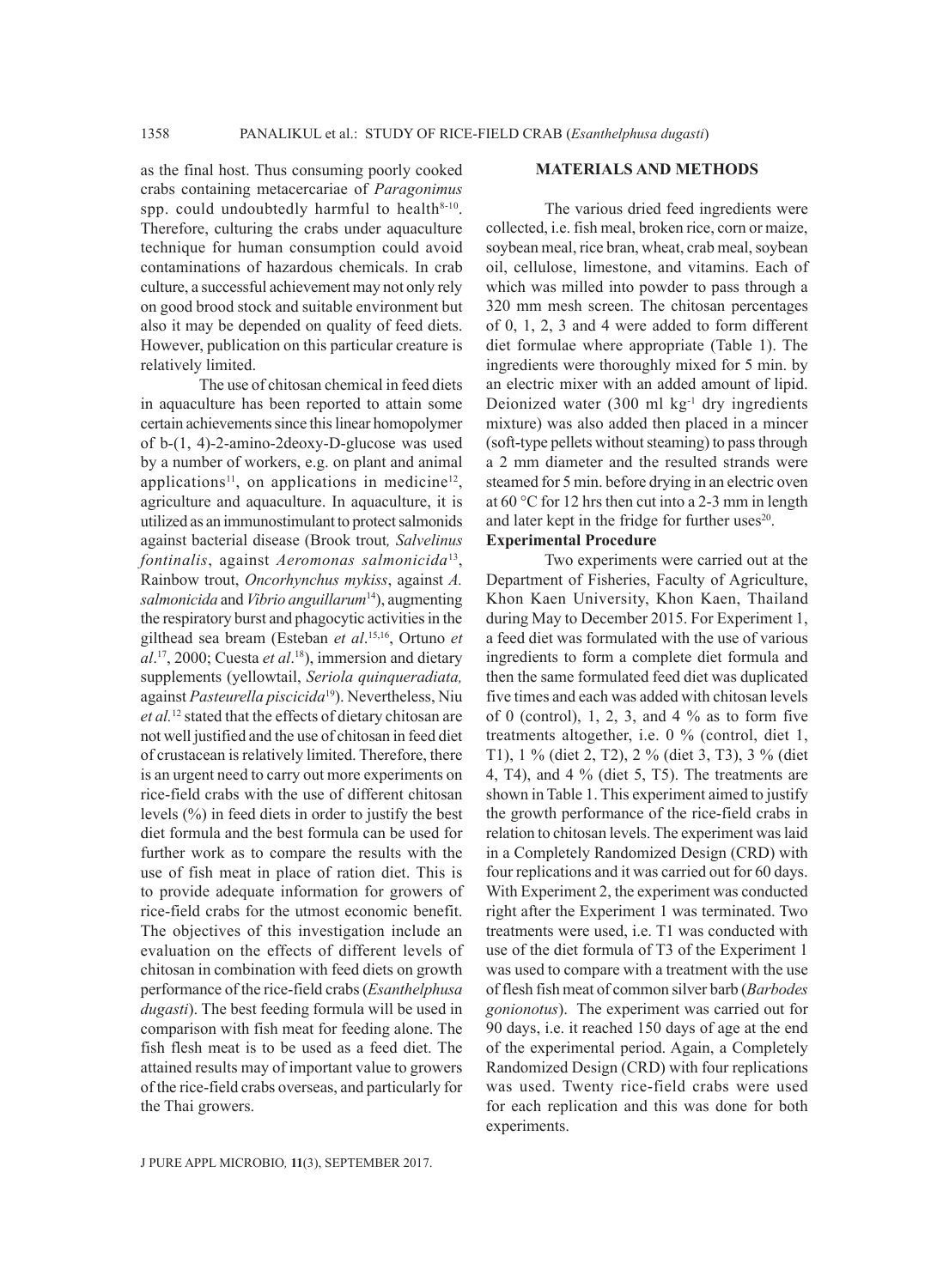as the final host. Thus consuming poorly cooked crabs containing metacercariae of *Paragonimus* spp. could undoubtedly harmful to health[8-10]. Therefore, culturing the crabs under aquaculture technique for human consumption could avoid contaminations of hazardous chemicals. In crab culture, a successful achievement may not only rely on good brood stock and suitable environment but also it may be depended on quality of feed diets. However, publication on this particular creature is relatively limited.

The use of chitosan chemical in feed diets in aquaculture has been reported to attain some certain achievements since this linear homopolymer of b-(1, 4)-2-amino-2deoxy-D-glucose was used by a number of workers, e.g. on plant and animal applications[11], on applications in medicine[12], agriculture and aquaculture. In aquaculture, it is utilized as an immunostimulant to protect salmonids against bacterial disease (Brook trout*, Salvelinus fontinalis*, against *Aeromonas salmonicida*[13], Rainbow trout, *Oncorhynchus mykiss*, against *A. salmonicida* and *Vibrio anguillarum*[14]), augmenting the respiratory burst and phagocytic activities in the gilthead sea bream (Esteban *et al*.[15,16], Ortuno *et al*.[17], 2000; Cuesta *et al*.[18]), immersion and dietary supplements (yellowtail, *Seriola quinqueradiata,* against *Pasteurella piscicida*[19]). Nevertheless, Niu *et al.*[12] stated that the effects of dietary chitosan are not well justified and the use of chitosan in feed diet of crustacean is relatively limited. Therefore, there is an urgent need to carry out more experiments on rice-field crabs with the use of different chitosan levels (%) in feed diets in order to justify the best diet formula and the best formula can be used for further work as to compare the results with the use of fish meat in place of ration diet. This is to provide adequate information for growers of rice-field crabs for the utmost economic benefit. The objectives of this investigation include an evaluation on the effects of different levels of chitosan in combination with feed diets on growth performance of the rice-field crabs (*Esanthelphusa dugasti*). The best feeding formula will be used in comparison with fish meat for feeding alone. The fish flesh meat is to be used as a feed diet. The attained results may of important value to growers of the rice-field crabs overseas, and particularly for the Thai growers.

## MATERIALS AND METHODS

The various dried feed ingredients were collected, i.e. fish meal, broken rice, corn or maize, soybean meal, rice bran, wheat, crab meal, soybean oil, cellulose, limestone, and vitamins. Each of which was milled into powder to pass through a 320 mm mesh screen. The chitosan percentages of 0, 1, 2, 3 and 4 were added to form different diet formulae where appropriate (Table 1). The ingredients were thoroughly mixed for 5 min. by an electric mixer with an added amount of lipid. Deionized water (300 ml $kg^{-1}$ dry ingredients mixture) was also added then placed in a mincer (soft-type pellets without steaming) to pass through a 2 mm diameter and the resulted strands were steamed for 5 min. before drying in an electric oven at 60 °C for 12 hrs then cut into a 2-3 mm in length and later kept in the fridge for further uses[20].

### Experimental Procedure

Two experiments were carried out at the Department of Fisheries, Faculty of Agriculture, Khon Kaen University, Khon Kaen, Thailand during May to December 2015. For Experiment 1, a feed diet was formulated with the use of various ingredients to form a complete diet formula and then the same formulated feed diet was duplicated five times and each was added with chitosan levels of 0 (control), 1, 2, 3, and 4 % as to form five treatments altogether, i.e. 0 % (control, diet 1, T1), 1 % (diet 2, T2), 2 % (diet 3, T3), 3 % (diet 4, T4), and 4 % (diet 5, T5). The treatments are shown in Table 1. This experiment aimed to justify the growth performance of the rice-field crabs in relation to chitosan levels. The experiment was laid in a Completely Randomized Design (CRD) with four replications and it was carried out for 60 days. With Experiment 2, the experiment was conducted right after the Experiment 1 was terminated. Two treatments were used, i.e. T1 was conducted with use of the diet formula of T3 of the Experiment 1 was used to compare with a treatment with the use of flesh fish meat of common silver barb (*Barbodes gonionotus*). The experiment was carried out for 90 days, i.e. it reached 150 days of age at the end of the experimental period. Again, a Completely Randomized Design (CRD) with four replications was used. Twenty rice-field crabs were used for each replication and this was done for both experiments.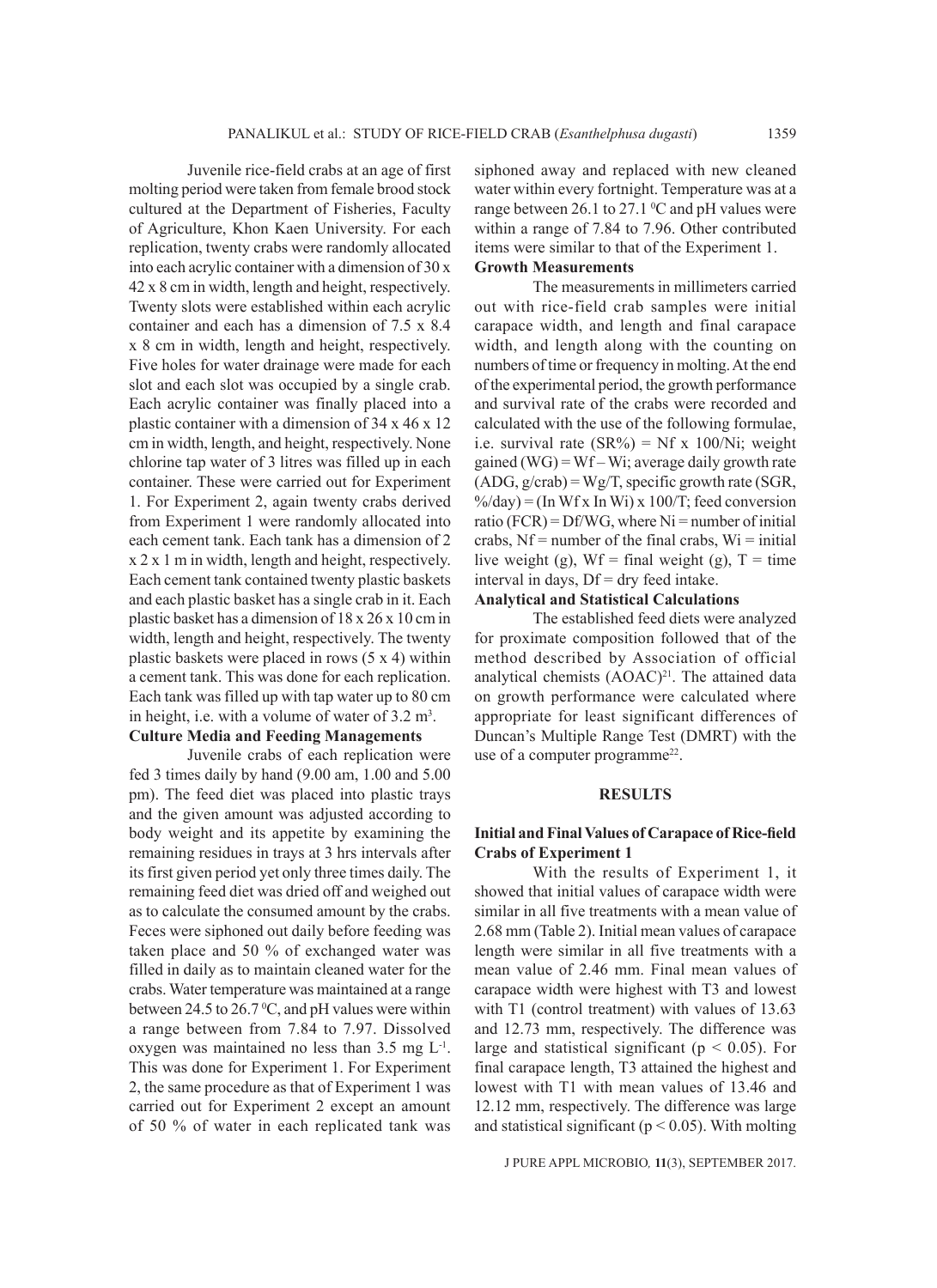Juvenile rice-field crabs at an age of first molting period were taken from female brood stock cultured at the Department of Fisheries, Faculty of Agriculture, Khon Kaen University. For each replication, twenty crabs were randomly allocated into each acrylic container with a dimension of 30 x 42 x 8 cm in width, length and height, respectively. Twenty slots were established within each acrylic container and each has a dimension of 7.5 x 8.4 x 8 cm in width, length and height, respectively. Five holes for water drainage were made for each slot and each slot was occupied by a single crab. Each acrylic container was finally placed into a plastic container with a dimension of 34 x 46 x 12 cm in width, length, and height, respectively. None chlorine tap water of 3 litres was filled up in each container. These were carried out for Experiment 1. For Experiment 2, again twenty crabs derived from Experiment 1 were randomly allocated into each cement tank. Each tank has a dimension of 2 x 2 x 1 m in width, length and height, respectively. Each cement tank contained twenty plastic baskets and each plastic basket has a single crab in it. Each plastic basket has a dimension of 18 x 26 x 10 cm in width, length and height, respectively. The twenty plastic baskets were placed in rows (5 x 4) within a cement tank. This was done for each replication. Each tank was filled up with tap water up to 80 cm in height, i.e. with a volume of water of 3.2 $m^3$.

### Culture Media and Feeding Managements

Juvenile crabs of each replication were fed 3 times daily by hand (9.00 am, 1.00 and 5.00 pm). The feed diet was placed into plastic trays and the given amount was adjusted according to body weight and its appetite by examining the remaining residues in trays at 3 hrs intervals after its first given period yet only three times daily. The remaining feed diet was dried off and weighed out as to calculate the consumed amount by the crabs. Feces were siphoned out daily before feeding was taken place and 50 % of exchanged water was filled in daily as to maintain cleaned water for the crabs. Water temperature was maintained at a range between 24.5 to 26.7 $^0$C, and pH values were within a range between from 7.84 to 7.97. Dissolved oxygen was maintained no less than 3.5 mg $L^{-1}$. This was done for Experiment 1. For Experiment 2, the same procedure as that of Experiment 1 was carried out for Experiment 2 except an amount of 50 % of water in each replicated tank was siphoned away and replaced with new cleaned water within every fortnight. Temperature was at a range between 26.1 to 27.1 $^0$C and pH values were within a range of 7.84 to 7.96. Other contributed items were similar to that of the Experiment 1.

### Growth Measurements

The measurements in millimeters carried out with rice-field crab samples were initial carapace width, and length and final carapace width, and length along with the counting on numbers of time or frequency in molting. At the end of the experimental period, the growth performance and survival rate of the crabs were recorded and calculated with the use of the following formulae, i.e. survival rate (SR%) = Nf x 100/Ni; weight gained (WG) = Wf – Wi; average daily growth rate (ADG, g/crab) = Wg/T, specific growth rate (SGR, %/day) = (In Wf x In Wi) x 100/T; feed conversion ratio (FCR) = Df/WG, where Ni = number of initial crabs, Nf = number of the final crabs, Wi = initial live weight (g), Wf = final weight (g), T = time interval in days, Df = dry feed intake.

### Analytical and Statistical Calculations

The established feed diets were analyzed for proximate composition followed that of the method described by Association of official analytical chemists (AOAC)[21]. The attained data on growth performance were calculated where appropriate for least significant differences of Duncan's Multiple Range Test (DMRT) with the use of a computer programme[22].

## RESULTS

### Initial and Final Values of Carapace of Rice-field Crabs of Experiment 1

With the results of Experiment 1, it showed that initial values of carapace width were similar in all five treatments with a mean value of 2.68 mm (Table 2). Initial mean values of carapace length were similar in all five treatments with a mean value of 2.46 mm. Final mean values of carapace width were highest with T3 and lowest with T1 (control treatment) with values of 13.63 and 12.73 mm, respectively. The difference was large and statistical significant ($p < 0.05$). For final carapace length, T3 attained the highest and lowest with T1 with mean values of 13.46 and 12.12 mm, respectively. The difference was large and statistical significant ($p < 0.05$). With molting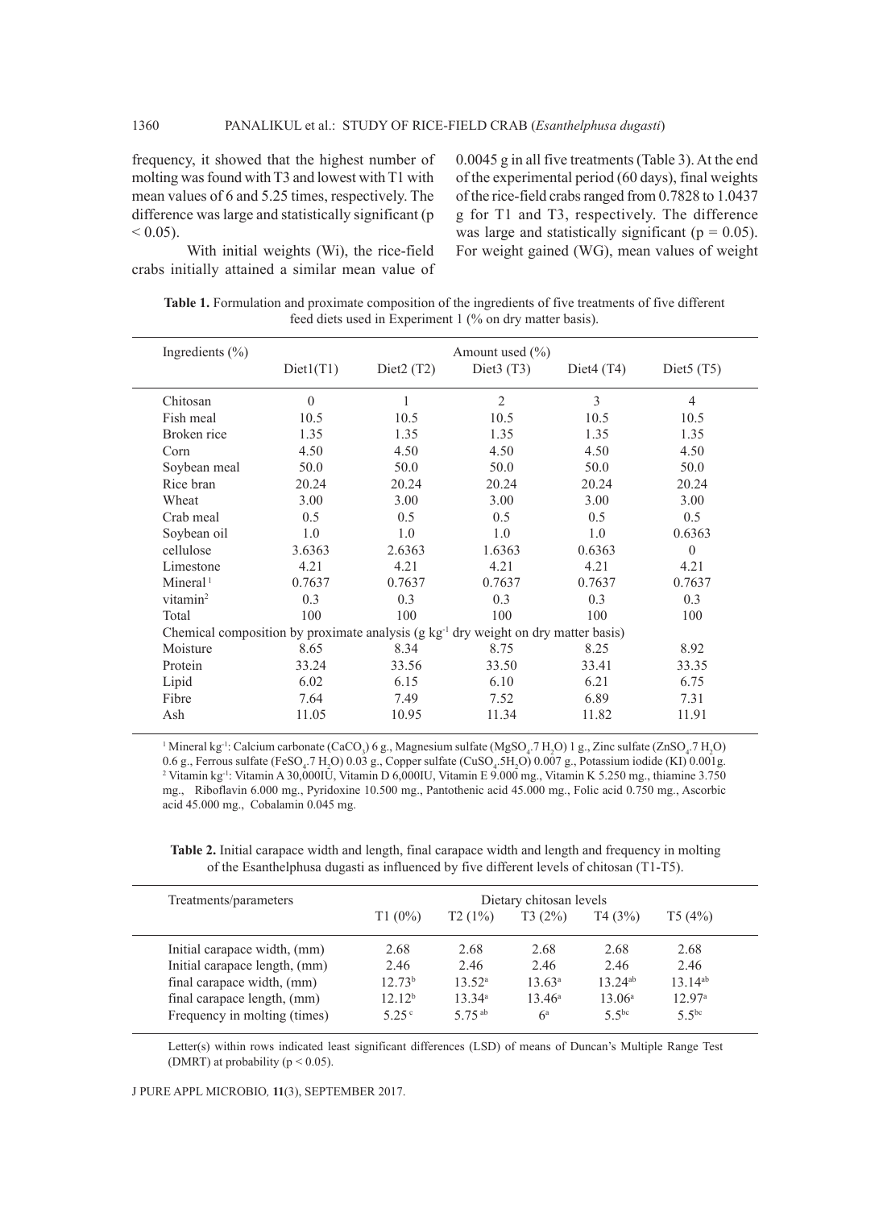frequency, it showed that the highest number of molting was found with T3 and lowest with T1 with mean values of 6 and 5.25 times, respectively. The difference was large and statistically significant ($p < 0.05$).

With initial weights (Wi), the rice-field crabs initially attained a similar mean value of 0.0045 g in all five treatments (Table 3). At the end of the experimental period (60 days), final weights of the rice-field crabs ranged from 0.7828 to 1.0437 g for T1 and T3, respectively. The difference was large and statistically significant ($p = 0.05$). For weight gained (WG), mean values of weight

**Table 1.** Formulation and proximate composition of the ingredients of five treatments of five different feed diets used in Experiment 1 (% on dry matter basis).

| Ingredients (%) | Amount used (%) | | | | |
|---|---|---|---|---|---|
| | Diet1(T1) | Diet2 (T2) | Diet3 (T3) | Diet4 (T4) | Diet5 (T5) |
| Chitosan | 0 | 1 | 2 | 3 | 4 |
| Fish meal | 10.5 | 10.5 | 10.5 | 10.5 | 10.5 |
| Broken rice | 1.35 | 1.35 | 1.35 | 1.35 | 1.35 |
| Corn | 4.50 | 4.50 | 4.50 | 4.50 | 4.50 |
| Soybean meal | 50.0 | 50.0 | 50.0 | 50.0 | 50.0 |
| Rice bran | 20.24 | 20.24 | 20.24 | 20.24 | 20.24 |
| Wheat | 3.00 | 3.00 | 3.00 | 3.00 | 3.00 |
| Crab meal | 0.5 | 0.5 | 0.5 | 0.5 | 0.5 |
| Soybean oil | 1.0 | 1.0 | 1.0 | 1.0 | 0.6363 |
| cellulose | 3.6363 | 2.6363 | 1.6363 | 0.6363 | 0 |
| Limestone | 4.21 | 4.21 | 4.21 | 4.21 | 4.21 |
| Mineral [1] | 0.7637 | 0.7637 | 0.7637 | 0.7637 | 0.7637 |
| vitamin [2] | 0.3 | 0.3 | 0.3 | 0.3 | 0.3 |
| Total | 100 | 100 | 100 | 100 | 100 |
| Chemical composition by proximate analysis (g $kg^{-1}$ dry weight on dry matter basis) | | | | | |
| Moisture | 8.65 | 8.34 | 8.75 | 8.25 | 8.92 |
| Protein | 33.24 | 33.56 | 33.50 | 33.41 | 33.35 |
| Lipid | 6.02 | 6.15 | 6.10 | 6.21 | 6.75 |
| Fibre | 7.64 | 7.49 | 7.52 | 6.89 | 7.31 |
| Ash | 11.05 | 10.95 | 11.34 | 11.82 | 11.91 |

[1] Mineral $kg^{-1}$: Calcium carbonate ($CaCO_3$) 6 g., Magnesium sulfate ($MgSO_4.7H_2O$) 1 g., Zinc sulfate ($ZnSO_4.7H_2O$) 0.6 g., Ferrous sulfate ($FeSO_4.7H_2O$) 0.03 g., Copper sulfate ($CuSO_4.5H_2O$) 0.007 g., Potassium iodide (KI) 0.001g.
[2] Vitamin $kg^{-1}$: Vitamin A 30,000IU, Vitamin D 6,000IU, Vitamin E 9.000 mg., Vitamin K 5.250 mg., thiamine 3.750 mg., Riboflavin 6.000 mg., Pyridoxine 10.500 mg., Pantothenic acid 45.000 mg., Folic acid 0.750 mg., Ascorbic acid 45.000 mg., Cobalamin 0.045 mg.

**Table 2.** Initial carapace width and length, final carapace width and length and frequency in molting of the Esanthelphusa dugasti as influenced by five different levels of chitosan (T1-T5).

| Treatments/parameters | Dietary chitosan levels | | | | |
|---|---|---|---|---|---|
| | T1 (0%) | T2 (1%) | T3 (2%) | T4 (3%) | T5 (4%) |
| Initial carapace width, (mm) | 2.68 | 2.68 | 2.68 | 2.68 | 2.68 |
| Initial carapace length, (mm) | 2.46 | 2.46 | 2.46 | 2.46 | 2.46 |
| final carapace width, (mm) | $12.73^{b}$ | $13.52^{a}$ | $13.63^{a}$ | $13.24^{ab}$ | $13.14^{ab}$ |
| final carapace length, (mm) | $12.12^{b}$ | $13.34^{a}$ | $13.46^{a}$ | $13.06^{a}$ | $12.97^{a}$ |
| Frequency in molting (times) | $5.25^{c}$ | $5.75^{ab}$ | $6^{a}$ | $5.5^{bc}$ | $5.5^{bc}$ |

Letter(s) within rows indicated least significant differences (LSD) of means of Duncan's Multiple Range Test (DMRT) at probability ($p < 0.05$).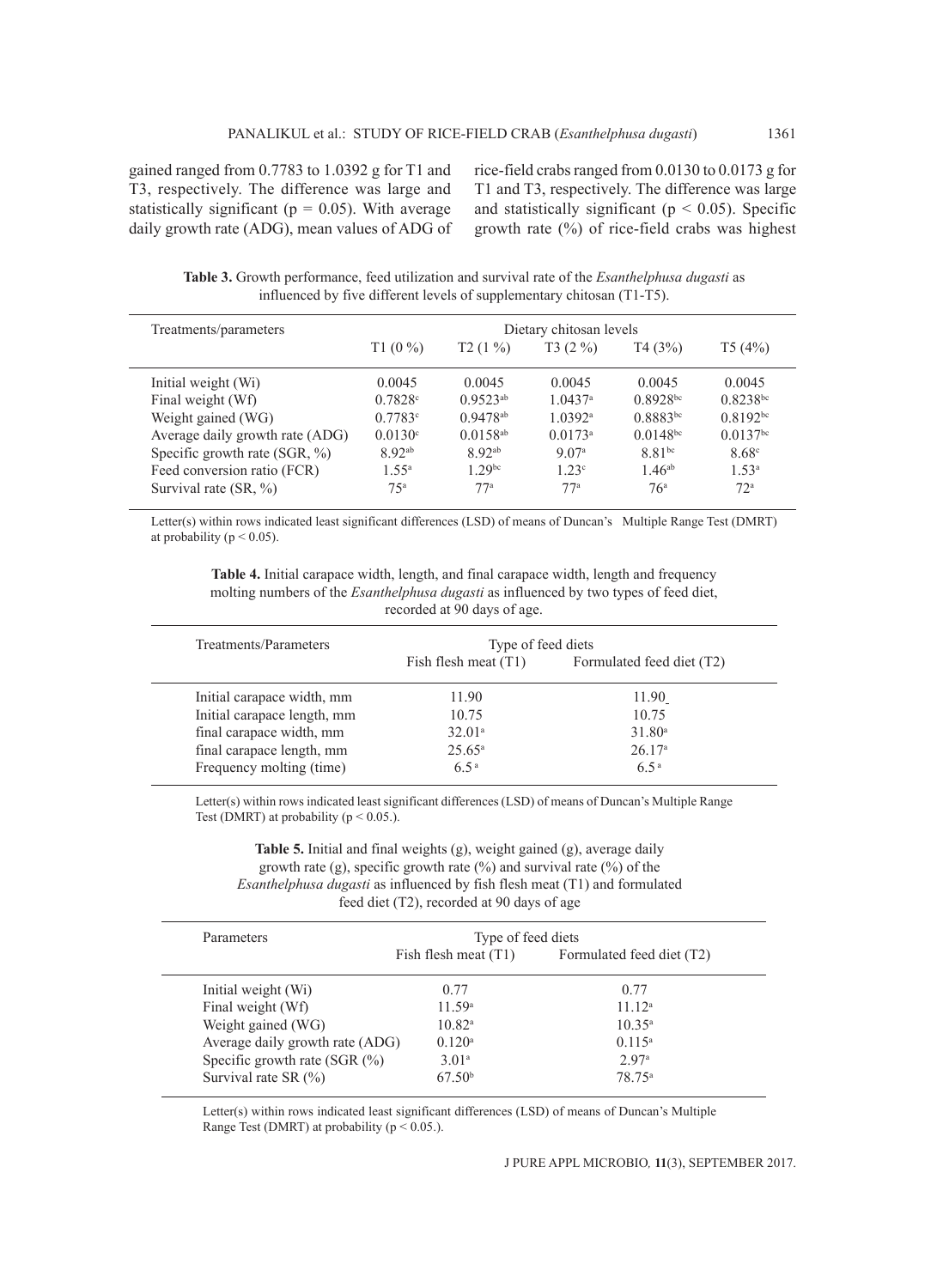gained ranged from 0.7783 to 1.0392 g for T1 and T3, respectively. The difference was large and statistically significant ($p = 0.05$). With average daily growth rate (ADG), mean values of ADG of rice-field crabs ranged from 0.0130 to 0.0173 g for T1 and T3, respectively. The difference was large and statistically significant ($p < 0.05$). Specific growth rate (%) of rice-field crabs was highest

**Table 3.** Growth performance, feed utilization and survival rate of the *Esanthelphusa dugasti* as influenced by five different levels of supplementary chitosan (T1-T5).

| Treatments/parameters | Dietary chitosan levels | | | | |
|---|---|---|---|---|---|
| | T1 (0 %) | T2 (1 %) | T3 (2 %) | T4 (3%) | T5 (4%) |
| Initial weight (Wi) | 0.0045 | 0.0045 | 0.0045 | 0.0045 | 0.0045 |
| Final weight (Wf) | 0.7828[c] | 0.9523[ab] | 1.0437[a] | 0.8928[bc] | 0.8238[bc] |
| Weight gained (WG) | 0.7783[c] | 0.9478[ab] | 1.0392[a] | 0.8883[bc] | 0.8192[bc] |
| Average daily growth rate (ADG) | 0.0130[c] | 0.0158[ab] | 0.0173[a] | 0.0148[bc] | 0.0137[bc] |
| Specific growth rate (SGR, %) | 8.92[ab] | 8.92[ab] | 9.07[a] | 8.81[bc] | 8.68[c] |
| Feed conversion ratio (FCR) | 1.55[a] | 1.29[bc] | 1.23[c] | 1.46[ab] | 1.53[a] |
| Survival rate (SR, %) | 75[a] | 77[a] | 77[a] | 76[a] | 72[a] |

Letter(s) within rows indicated least significant differences (LSD) of means of Duncan's Multiple Range Test (DMRT) at probability ($p < 0.05$).

**Table 4.** Initial carapace width, length, and final carapace width, length and frequency molting numbers of the *Esanthelphusa dugasti* as influenced by two types of feed diet, recorded at 90 days of age.

| Treatments/Parameters | Type of feed diets | |
|---|---|---|
| | Fish flesh meat (T1) | Formulated feed diet (T2) |
| Initial carapace width, mm | 11.90 | 11.90 |
| Initial carapace length, mm | 10.75 | 10.75 |
| final carapace width, mm | 32.01[a] | 31.80[a] |
| final carapace length, mm | 25.65[a] | 26.17[a] |
| Frequency molting (time) | 6.5[a] | 6.5[a] |

Letter(s) within rows indicated least significant differences (LSD) of means of Duncan's Multiple Range Test (DMRT) at probability ($p < 0.05$.).

**Table 5.** Initial and final weights (g), weight gained (g), average daily growth rate (g), specific growth rate (%) and survival rate (%) of the *Esanthelphusa dugasti* as influenced by fish flesh meat (T1) and formulated feed diet (T2), recorded at 90 days of age

| Parameters | Type of feed diets | |
|---|---|---|
| | Fish flesh meat (T1) | Formulated feed diet (T2) |
| Initial weight (Wi) | 0.77 | 0.77 |
| Final weight (Wf) | 11.59[a] | 11.12[a] |
| Weight gained (WG) | 10.82[a] | 10.35[a] |
| Average daily growth rate (ADG) | 0.120[a] | 0.115[a] |
| Specific growth rate (SGR (%) | 3.01[a] | 2.97[a] |
| Survival rate SR (%) | 67.50[b] | 78.75[a] |

Letter(s) within rows indicated least significant differences (LSD) of means of Duncan's Multiple Range Test (DMRT) at probability ($p < 0.05$.).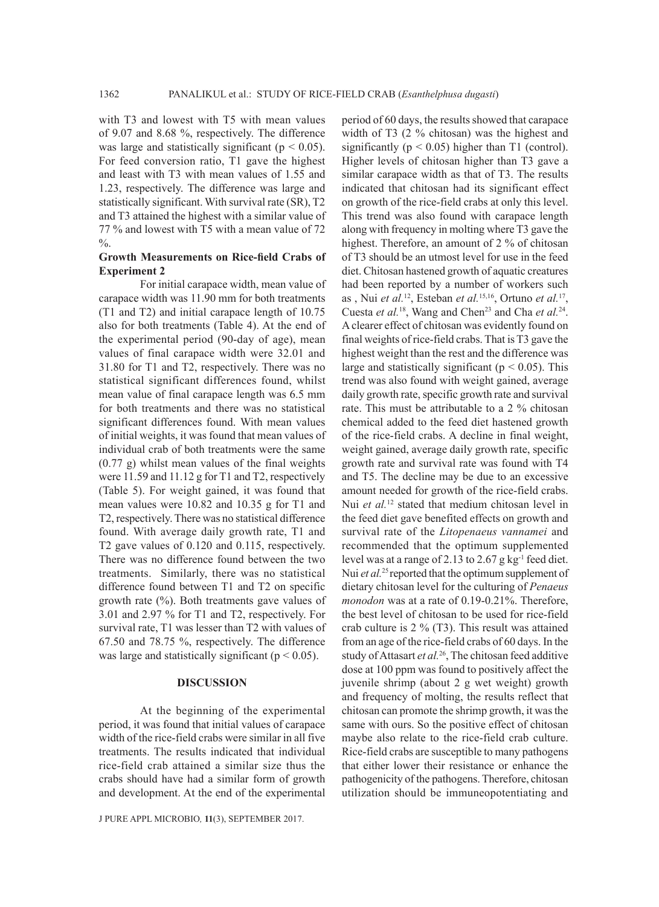with T3 and lowest with T5 with mean values of 9.07 and 8.68 %, respectively. The difference was large and statistically significant ($p < 0.05$). For feed conversion ratio, T1 gave the highest and least with T3 with mean values of 1.55 and 1.23, respectively. The difference was large and statistically significant. With survival rate (SR), T2 and T3 attained the highest with a similar value of 77 % and lowest with T5 with a mean value of 72 %.

**Growth Measurements on Rice-field Crabs of Experiment 2**

For initial carapace width, mean value of carapace width was 11.90 mm for both treatments (T1 and T2) and initial carapace length of 10.75 also for both treatments (Table 4). At the end of the experimental period (90-day of age), mean values of final carapace width were 32.01 and 31.80 for T1 and T2, respectively. There was no statistical significant differences found, whilst mean value of final carapace length was 6.5 mm for both treatments and there was no statistical significant differences found. With mean values of initial weights, it was found that mean values of individual crab of both treatments were the same (0.77 g) whilst mean values of the final weights were 11.59 and 11.12 g for T1 and T2, respectively (Table 5). For weight gained, it was found that mean values were 10.82 and 10.35 g for T1 and T2, respectively. There was no statistical difference found. With average daily growth rate, T1 and T2 gave values of 0.120 and 0.115, respectively. There was no difference found between the two treatments. Similarly, there was no statistical difference found between T1 and T2 on specific growth rate (%). Both treatments gave values of 3.01 and 2.97 % for T1 and T2, respectively. For survival rate, T1 was lesser than T2 with values of 67.50 and 78.75 %, respectively. The difference was large and statistically significant ($p < 0.05$).

## DISCUSSION

At the beginning of the experimental period, it was found that initial values of carapace width of the rice-field crabs were similar in all five treatments. The results indicated that individual rice-field crab attained a similar size thus the crabs should have had a similar form of growth and development. At the end of the experimental period of 60 days, the results showed that carapace width of T3 (2 % chitosan) was the highest and significantly ($p < 0.05$) higher than T1 (control). Higher levels of chitosan higher than T3 gave a similar carapace width as that of T3. The results indicated that chitosan had its significant effect on growth of the rice-field crabs at only this level. This trend was also found with carapace length along with frequency in molting where T3 gave the highest. Therefore, an amount of 2 % of chitosan of T3 should be an utmost level for use in the feed diet. Chitosan hastened growth of aquatic creatures had been reported by a number of workers such as , Nui *et al.*[12], Esteban *et al.*[15,16], Ortuno *et al.*[17], Cuesta *et al.*[18], Wang and Chen[23] and Cha *et al.*[24]. A clearer effect of chitosan was evidently found on final weights of rice-field crabs. That is T3 gave the highest weight than the rest and the difference was large and statistically significant ($p < 0.05$). This trend was also found with weight gained, average daily growth rate, specific growth rate and survival rate. This must be attributable to a 2 % chitosan chemical added to the feed diet hastened growth of the rice-field crabs. A decline in final weight, weight gained, average daily growth rate, specific growth rate and survival rate was found with T4 and T5. The decline may be due to an excessive amount needed for growth of the rice-field crabs. Nui *et al.*[12] stated that medium chitosan level in the feed diet gave benefited effects on growth and survival rate of the *Litopenaeus vannamei* and recommended that the optimum supplemented level was at a range of 2.13 to 2.67 g $kg^{-1}$ feed diet. Nui *et al.*[25] reported that the optimum supplement of dietary chitosan level for the culturing of *Penaeus monodon* was at a rate of 0.19-0.21%. Therefore, the best level of chitosan to be used for rice-field crab culture is 2 % (T3). This result was attained from an age of the rice-field crabs of 60 days. In the study of Attasart *et al.*[26], The chitosan feed additive dose at 100 ppm was found to positively affect the juvenile shrimp (about 2 g wet weight) growth and frequency of molting, the results reflect that chitosan can promote the shrimp growth, it was the same with ours. So the positive effect of chitosan maybe also relate to the rice-field crab culture. Rice-field crabs are susceptible to many pathogens that either lower their resistance or enhance the pathogenicity of the pathogens. Therefore, chitosan utilization should be immuneopotentiating and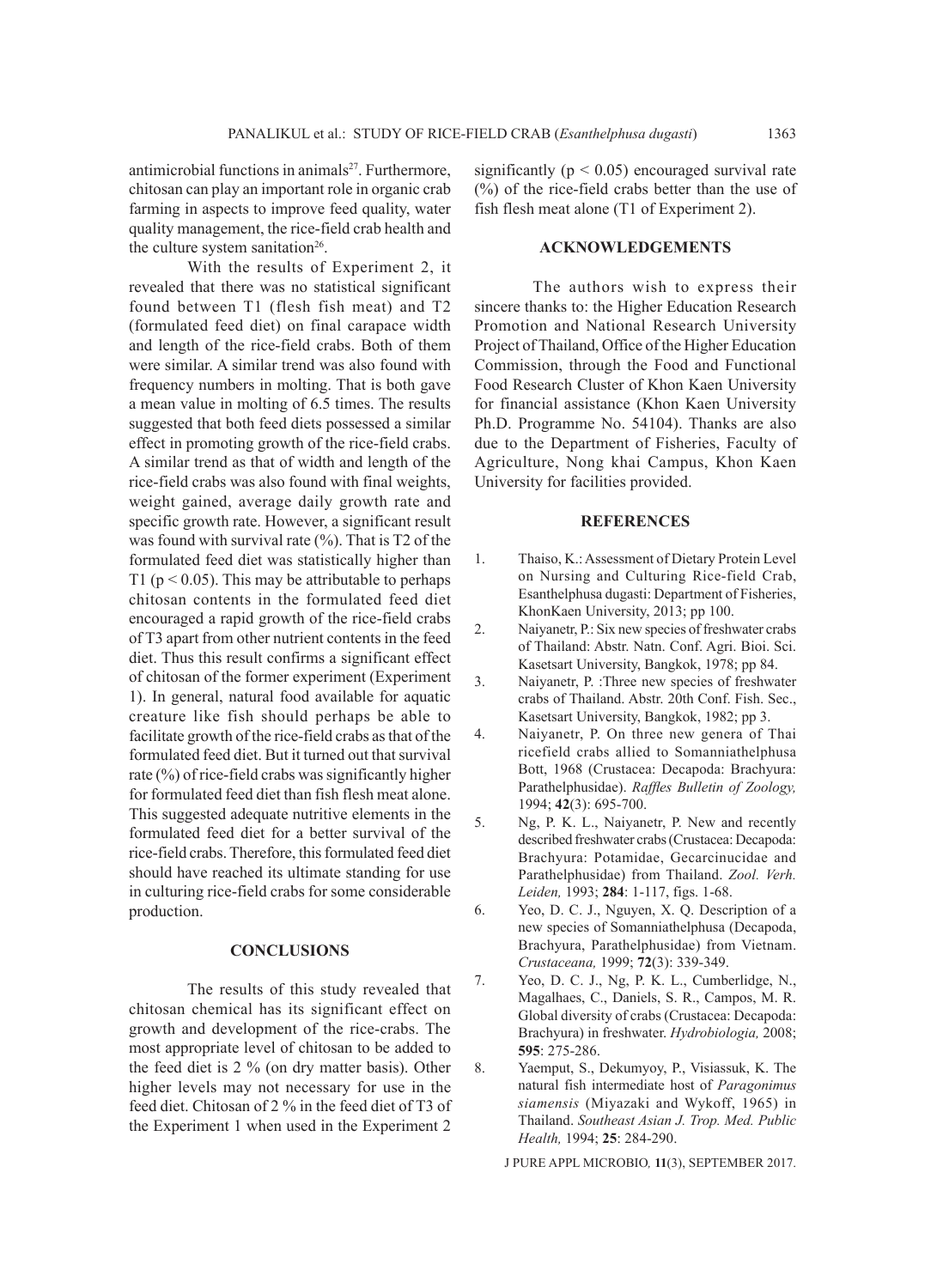antimicrobial functions in animals[27]. Furthermore, chitosan can play an important role in organic crab farming in aspects to improve feed quality, water quality management, the rice-field crab health and the culture system sanitation[26].

With the results of Experiment 2, it revealed that there was no statistical significant found between T1 (flesh fish meat) and T2 (formulated feed diet) on final carapace width and length of the rice-field crabs. Both of them were similar. A similar trend was also found with frequency numbers in molting. That is both gave a mean value in molting of 6.5 times. The results suggested that both feed diets possessed a similar effect in promoting growth of the rice-field crabs. A similar trend as that of width and length of the rice-field crabs was also found with final weights, weight gained, average daily growth rate and specific growth rate. However, a significant result was found with survival rate (%). That is T2 of the formulated feed diet was statistically higher than T1 ($p < 0.05$). This may be attributable to perhaps chitosan contents in the formulated feed diet encouraged a rapid growth of the rice-field crabs of T3 apart from other nutrient contents in the feed diet. Thus this result confirms a significant effect of chitosan of the former experiment (Experiment 1). In general, natural food available for aquatic creature like fish should perhaps be able to facilitate growth of the rice-field crabs as that of the formulated feed diet. But it turned out that survival rate (%) of rice-field crabs was significantly higher for formulated feed diet than fish flesh meat alone. This suggested adequate nutritive elements in the formulated feed diet for a better survival of the rice-field crabs. Therefore, this formulated feed diet should have reached its ultimate standing for use in culturing rice-field crabs for some considerable production.

## CONCLUSIONS

The results of this study revealed that chitosan chemical has its significant effect on growth and development of the rice-crabs. The most appropriate level of chitosan to be added to the feed diet is 2 % (on dry matter basis). Other higher levels may not necessary for use in the feed diet. Chitosan of 2 % in the feed diet of T3 of the Experiment 1 when used in the Experiment 2 significantly ($p < 0.05$) encouraged survival rate (%) of the rice-field crabs better than the use of fish flesh meat alone (T1 of Experiment 2).

## ACKNOWLEDGEMENTS

The authors wish to express their sincere thanks to: the Higher Education Research Promotion and National Research University Project of Thailand, Office of the Higher Education Commission, through the Food and Functional Food Research Cluster of Khon Kaen University for financial assistance (Khon Kaen University Ph.D. Programme No. 54104). Thanks are also due to the Department of Fisheries, Faculty of Agriculture, Nong khai Campus, Khon Kaen University for facilities provided.

## REFERENCES

1. Thaiso, K.: Assessment of Dietary Protein Level on Nursing and Culturing Rice-field Crab, Esanthelphusa dugasti: Department of Fisheries, KhonKaen University, 2013; pp 100.
2. Naiyanetr, P.: Six new species of freshwater crabs of Thailand: Abstr. Natn. Conf. Agri. Bioi. Sci. Kasetsart University, Bangkok, 1978; pp 84.
3. Naiyanetr, P. :Three new species of freshwater crabs of Thailand. Abstr. 20th Conf. Fish. Sec., Kasetsart University, Bangkok, 1982; pp 3.
4. Naiyanetr, P. On three new genera of Thai ricefield crabs allied to Somanniathelphusa Bott, 1968 (Crustacea: Decapoda: Brachyura: Parathelphusidae). *Raffles Bulletin of Zoology,* 1994; **42**(3): 695-700.
5. Ng, P. K. L., Naiyanetr, P. New and recently described freshwater crabs (Crustacea: Decapoda: Brachyura: Potamidae, Gecarcinucidae and Parathelphusidae) from Thailand. *Zool. Verh. Leiden,* 1993; **284**: 1-117, figs. 1-68.
6. Yeo, D. C. J., Nguyen, X. Q. Description of a new species of Somanniathelphusa (Decapoda, Brachyura, Parathelphusidae) from Vietnam. *Crustaceana,* 1999; **72**(3): 339-349.
7. Yeo, D. C. J., Ng, P. K. L., Cumberlidge, N., Magalhaes, C., Daniels, S. R., Campos, M. R. Global diversity of crabs (Crustacea: Decapoda: Brachyura) in freshwater. *Hydrobiologia,* 2008; **595**: 275-286.
8. Yaemput, S., Dekumyoy, P., Visiassuk, K. The natural fish intermediate host of *Paragonimus siamensis* (Miyazaki and Wykoff, 1965) in Thailand. *Southeast Asian J. Trop. Med. Public Health,* 1994; **25**: 284-290.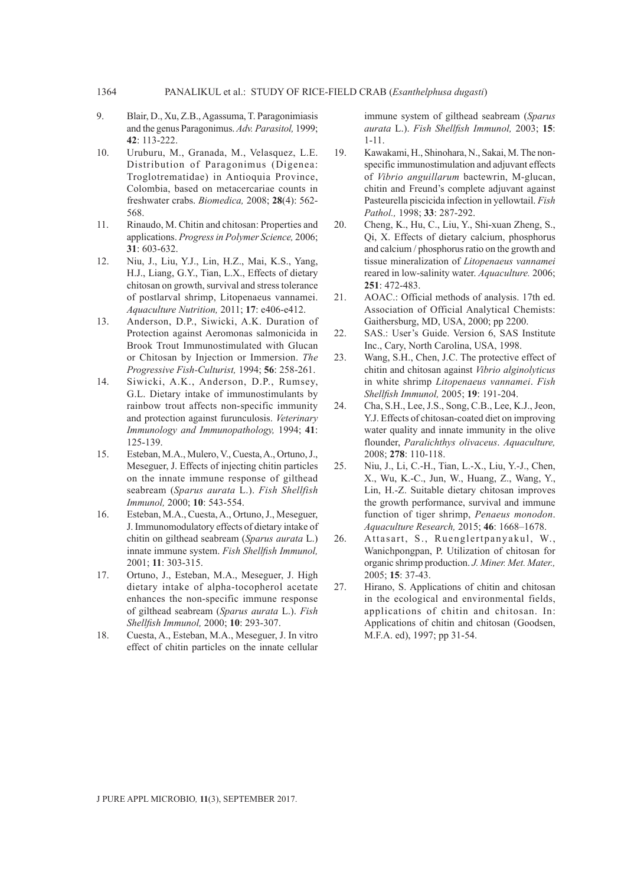9. Blair, D., Xu, Z.B., Agassuma, T. Paragonimiasis and the genus Paragonimus. *Adv. Parasitol,* 1999; **42**: 113-222.
10. Uruburu, M., Granada, M., Velasquez, L.E. Distribution of Paragonimus (Digenea: Troglotrematidae) in Antioquia Province, Colombia, based on metacercariae counts in freshwater crabs. *Biomedica,* 2008; **28**(4): 562-568.
11. Rinaudo, M. Chitin and chitosan: Properties and applications. *Progress in Polymer Science,* 2006; **31**: 603-632.
12. Niu, J., Liu, Y.J., Lin, H.Z., Mai, K.S., Yang, H.J., Liang, G.Y., Tian, L.X., Effects of dietary chitosan on growth, survival and stress tolerance of postlarval shrimp, Litopenaeus vannamei. *Aquaculture Nutrition,* 2011; **17**: e406-e412.
13. Anderson, D.P., Siwicki, A.K. Duration of Protection against Aeromonas salmonicida in Brook Trout Immunostimulated with Glucan or Chitosan by Injection or Immersion. *The Progressive Fish-Culturist,* 1994; **56**: 258-261.
14. Siwicki, A.K., Anderson, D.P., Rumsey, G.L. Dietary intake of immunostimulants by rainbow trout affects non-specific immunity and protection against furunculosis. *Veterinary Immunology and Immunopathology,* 1994; **41**: 125-139.
15. Esteban, M.A., Mulero, V., Cuesta, A., Ortuno, J., Meseguer, J. Effects of injecting chitin particles on the innate immune response of gilthead seabream (*Sparus aurata* L.). *Fish Shellfish Immunol,* 2000; **10**: 543-554.
16. Esteban, M.A., Cuesta, A., Ortuno, J., Meseguer, J. Immunomodulatory effects of dietary intake of chitin on gilthead seabream (*Sparus aurata* L.) innate immune system. *Fish Shellfish Immunol,* 2001; **11**: 303-315.
17. Ortuno, J., Esteban, M.A., Meseguer, J. High dietary intake of alpha-tocopherol acetate enhances the non-specific immune response of gilthead seabream (*Sparus aurata* L.). *Fish Shellfish Immunol,* 2000; **10**: 293-307.
18. Cuesta, A., Esteban, M.A., Meseguer, J. In vitro effect of chitin particles on the innate cellular immune system of gilthead seabream (*Sparus aurata* L.). *Fish Shellfish Immunol,* 2003; **15**: 1-11.
19. Kawakami, H., Shinohara, N., Sakai, M. The non-specific immunostimulation and adjuvant effects of *Vibrio anguillarum* bactewrin, M-glucan, chitin and Freund's complete adjuvant against Pasteurella piscicida infection in yellowtail. *Fish Pathol.,* 1998; **33**: 287-292.
20. Cheng, K., Hu, C., Liu, Y., Shi-xuan Zheng, S., Qi, X. Effects of dietary calcium, phosphorus and calcium / phosphorus ratio on the growth and tissue mineralization of *Litopenaeus vannamei* reared in low-salinity water. *Aquaculture.* 2006; **251**: 472-483.
21. AOAC.: Official methods of analysis. 17th ed. Association of Official Analytical Chemists: Gaithersburg, MD, USA, 2000; pp 2200.
22. SAS.: User's Guide. Version 6, SAS Institute Inc., Cary, North Carolina, USA, 1998.
23. Wang, S.H., Chen, J.C. The protective effect of chitin and chitosan against *Vibrio alginolyticus* in white shrimp *Litopenaeus vannamei*. *Fish Shellfish Immunol,* 2005; **19**: 191-204.
24. Cha, S.H., Lee, J.S., Song, C.B., Lee, K.J., Jeon, Y.J. Effects of chitosan-coated diet on improving water quality and innate immunity in the olive flounder, *Paralichthys olivaceus*. *Aquaculture,* 2008; **278**: 110-118.
25. Niu, J., Li, C.-H., Tian, L.-X., Liu, Y.-J., Chen, X., Wu, K.-C., Jun, W., Huang, Z., Wang, Y., Lin, H.-Z. Suitable dietary chitosan improves the growth performance, survival and immune function of tiger shrimp, *Penaeus monodon*. *Aquaculture Research,* 2015; **46**: 1668–1678.
26. Attasart, S., Ruenglertpanyakul, W., Wanichpongpan, P. Utilization of chitosan for organic shrimp production. *J. Miner. Met. Mater.,* 2005; **15**: 37-43.
27. Hirano, S. Applications of chitin and chitosan in the ecological and environmental fields, applications of chitin and chitosan. In: Applications of chitin and chitosan (Goodsen, M.F.A. ed), 1997; pp 31-54.